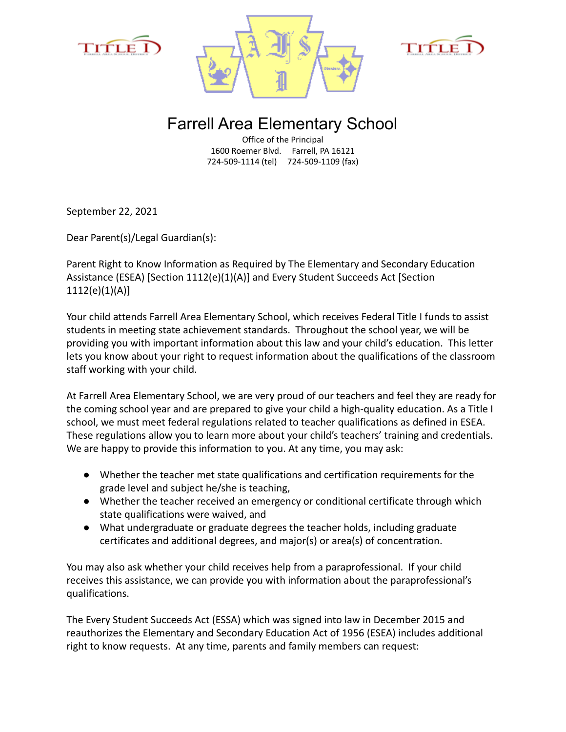# Farrell Area Elementary School

Office of the Principal
1600 Roemer Blvd. Farrell, PA 16121
724-509-1114 (tel) 724-509-1109 (fax)

September 22, 2021

Dear Parent(s)/Legal Guardian(s):

Parent Right to Know Information as Required by The Elementary and Secondary Education Assistance (ESEA) [Section 1112(e)(1)(A)] and Every Student Succeeds Act [Section 1112(e)(1)(A)]

Your child attends Farrell Area Elementary School, which receives Federal Title I funds to assist students in meeting state achievement standards. Throughout the school year, we will be providing you with important information about this law and your child's education. This letter lets you know about your right to request information about the qualifications of the classroom staff working with your child.

At Farrell Area Elementary School, we are very proud of our teachers and feel they are ready for the coming school year and are prepared to give your child a high-quality education. As a Title I school, we must meet federal regulations related to teacher qualifications as defined in ESEA. These regulations allow you to learn more about your child's teachers' training and credentials. We are happy to provide this information to you. At any time, you may ask:

- Whether the teacher met state qualifications and certification requirements for the grade level and subject he/she is teaching,
- Whether the teacher received an emergency or conditional certificate through which state qualifications were waived, and
- What undergraduate or graduate degrees the teacher holds, including graduate certificates and additional degrees, and major(s) or area(s) of concentration.

You may also ask whether your child receives help from a paraprofessional. If your child receives this assistance, we can provide you with information about the paraprofessional's qualifications.

The Every Student Succeeds Act (ESSA) which was signed into law in December 2015 and reauthorizes the Elementary and Secondary Education Act of 1956 (ESEA) includes additional right to know requests. At any time, parents and family members can request: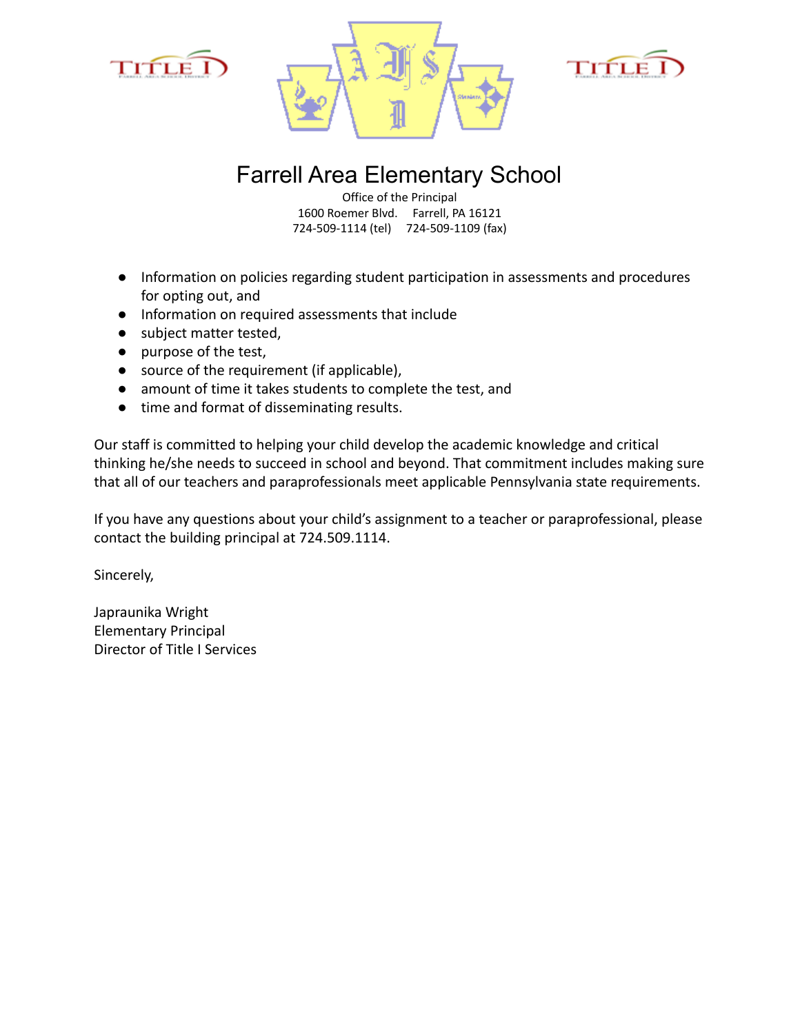# Farrell Area Elementary School

Office of the Principal
1600 Roemer Blvd. Farrell, PA 16121
724-509-1114 (tel) 724-509-1109 (fax)

- Information on policies regarding student participation in assessments and procedures for opting out, and
- Information on required assessments that include
- subject matter tested,
- purpose of the test,
- source of the requirement (if applicable),
- amount of time it takes students to complete the test, and
- time and format of disseminating results.

Our staff is committed to helping your child develop the academic knowledge and critical thinking he/she needs to succeed in school and beyond. That commitment includes making sure that all of our teachers and paraprofessionals meet applicable Pennsylvania state requirements.

If you have any questions about your child's assignment to a teacher or paraprofessional, please contact the building principal at 724.509.1114.

Sincerely,

Japraunika Wright
Elementary Principal
Director of Title I Services